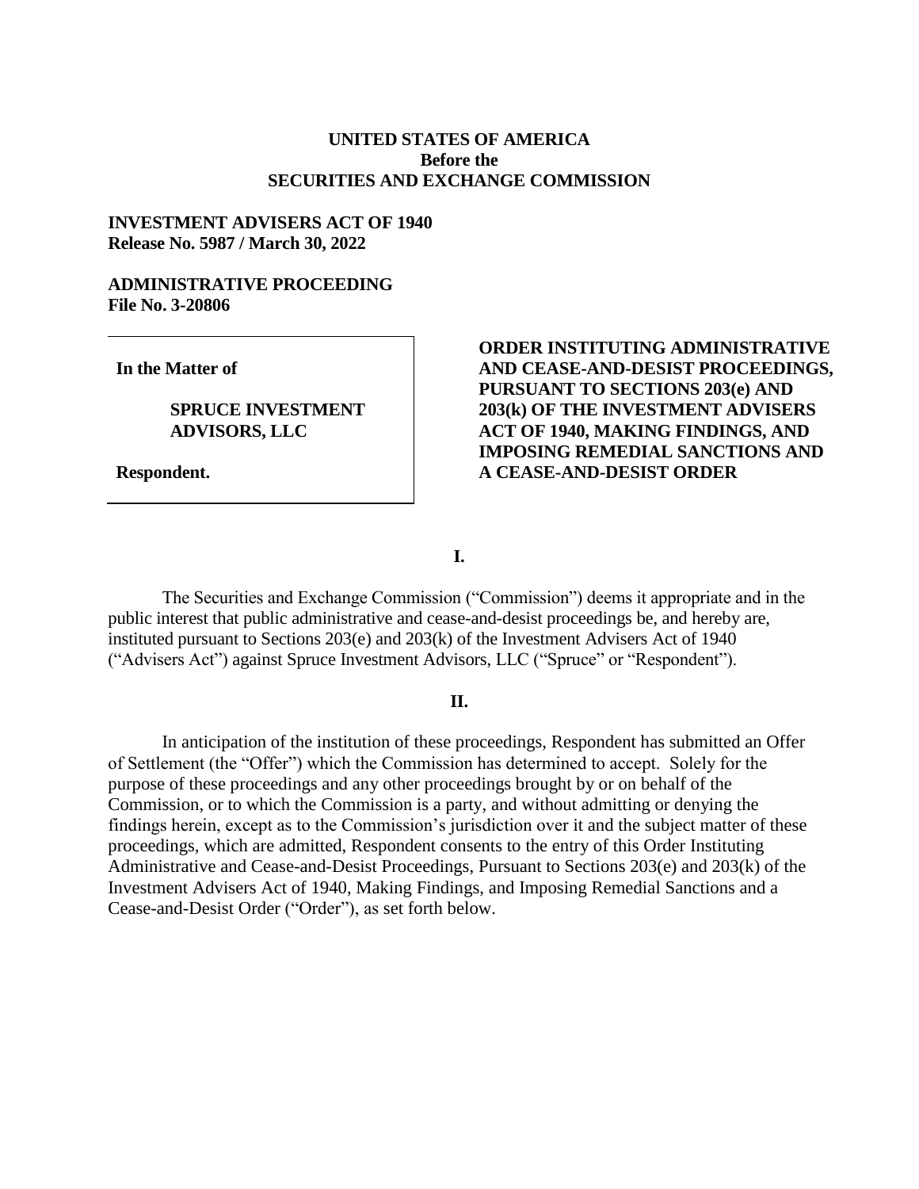**UNITED STATES OF AMERICA**
**Before the**
**SECURITIES AND EXCHANGE COMMISSION**

**INVESTMENT ADVISERS ACT OF 1940**
**Release No. 5987 / March 30, 2022**

**ADMINISTRATIVE PROCEEDING**
**File No. 3-20806**

| | |
|---|---|
| **In the Matter of**<br><br>**SPRUCE INVESTMENT ADVISORS, LLC**<br><br>**Respondent.** | **ORDER INSTITUTING ADMINISTRATIVE AND CEASE-AND-DESIST PROCEEDINGS, PURSUANT TO SECTIONS 203(e) AND 203(k) OF THE INVESTMENT ADVISERS ACT OF 1940, MAKING FINDINGS, AND IMPOSING REMEDIAL SANCTIONS AND A CEASE-AND-DESIST ORDER** |

## I.

The Securities and Exchange Commission ("Commission") deems it appropriate and in the public interest that public administrative and cease-and-desist proceedings be, and hereby are, instituted pursuant to Sections 203(e) and 203(k) of the Investment Advisers Act of 1940 ("Advisers Act") against Spruce Investment Advisors, LLC ("Spruce" or "Respondent").

## II.

In anticipation of the institution of these proceedings, Respondent has submitted an Offer of Settlement (the "Offer") which the Commission has determined to accept. Solely for the purpose of these proceedings and any other proceedings brought by or on behalf of the Commission, or to which the Commission is a party, and without admitting or denying the findings herein, except as to the Commission's jurisdiction over it and the subject matter of these proceedings, which are admitted, Respondent consents to the entry of this Order Instituting Administrative and Cease-and-Desist Proceedings, Pursuant to Sections 203(e) and 203(k) of the Investment Advisers Act of 1940, Making Findings, and Imposing Remedial Sanctions and a Cease-and-Desist Order ("Order"), as set forth below.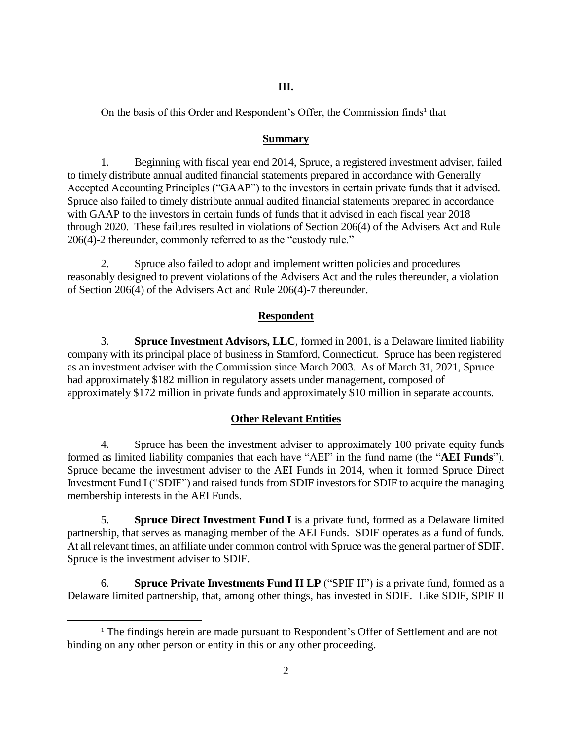**III.**

On the basis of this Order and Respondent's Offer, the Commission finds[1] that

**Summary**

1. Beginning with fiscal year end 2014, Spruce, a registered investment adviser, failed to timely distribute annual audited financial statements prepared in accordance with Generally Accepted Accounting Principles ("GAAP") to the investors in certain private funds that it advised. Spruce also failed to timely distribute annual audited financial statements prepared in accordance with GAAP to the investors in certain funds of funds that it advised in each fiscal year 2018 through 2020. These failures resulted in violations of Section 206(4) of the Advisers Act and Rule 206(4)-2 thereunder, commonly referred to as the "custody rule."

2. Spruce also failed to adopt and implement written policies and procedures reasonably designed to prevent violations of the Advisers Act and the rules thereunder, a violation of Section 206(4) of the Advisers Act and Rule 206(4)-7 thereunder.

**Respondent**

3. **Spruce Investment Advisors, LLC**, formed in 2001, is a Delaware limited liability company with its principal place of business in Stamford, Connecticut. Spruce has been registered as an investment adviser with the Commission since March 2003. As of March 31, 2021, Spruce had approximately $182 million in regulatory assets under management, composed of approximately $172 million in private funds and approximately $10 million in separate accounts.

**Other Relevant Entities**

4. Spruce has been the investment adviser to approximately 100 private equity funds formed as limited liability companies that each have "AEI" in the fund name (the "**AEI Funds**"). Spruce became the investment adviser to the AEI Funds in 2014, when it formed Spruce Direct Investment Fund I ("SDIF") and raised funds from SDIF investors for SDIF to acquire the managing membership interests in the AEI Funds.

5. **Spruce Direct Investment Fund I** is a private fund, formed as a Delaware limited partnership, that serves as managing member of the AEI Funds. SDIF operates as a fund of funds. At all relevant times, an affiliate under common control with Spruce was the general partner of SDIF. Spruce is the investment adviser to SDIF.

6. **Spruce Private Investments Fund II LP** ("SPIF II") is a private fund, formed as a Delaware limited partnership, that, among other things, has invested in SDIF. Like SDIF, SPIF II

[1] The findings herein are made pursuant to Respondent's Offer of Settlement and are not binding on any other person or entity in this or any other proceeding.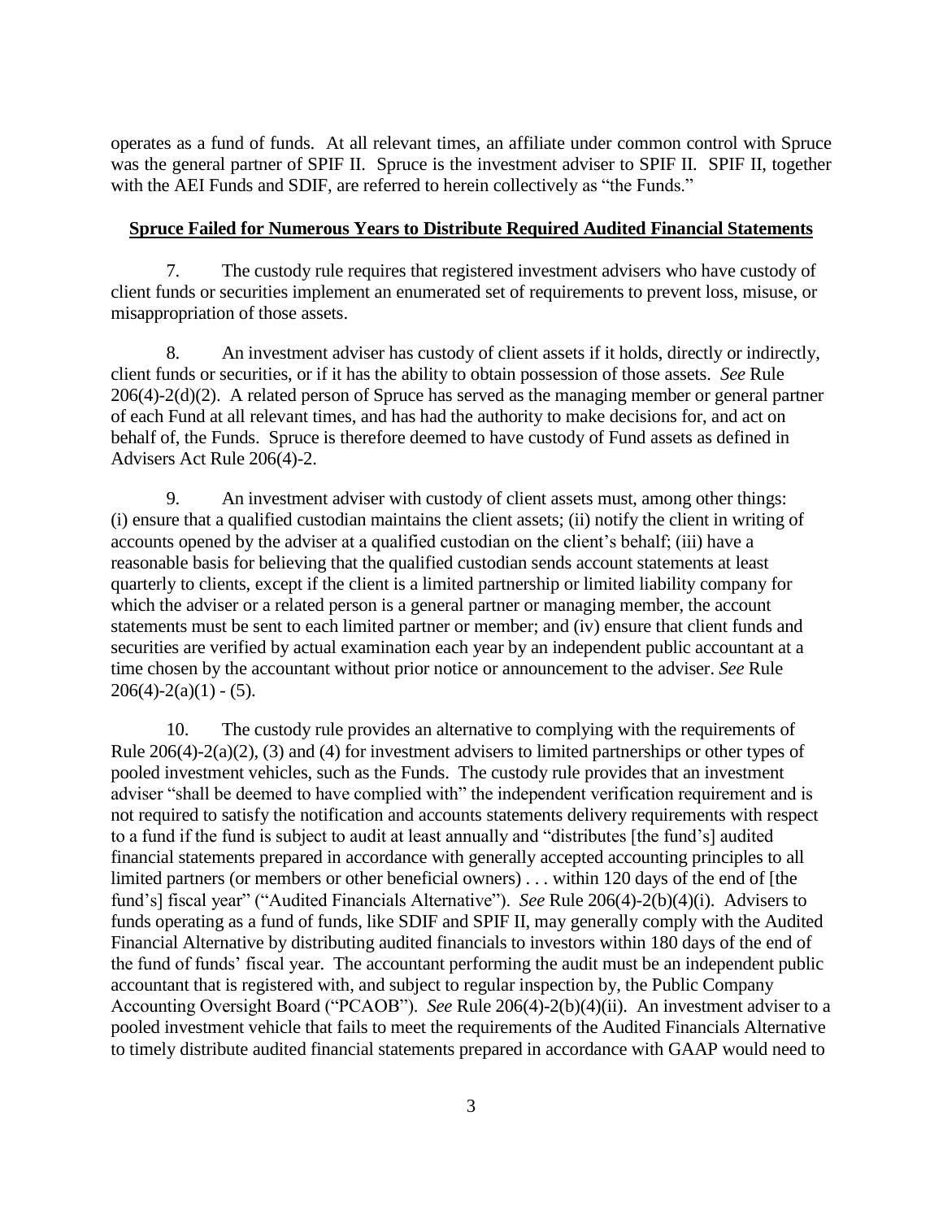operates as a fund of funds. At all relevant times, an affiliate under common control with Spruce was the general partner of SPIF II. Spruce is the investment adviser to SPIF II. SPIF II, together with the AEI Funds and SDIF, are referred to herein collectively as "the Funds."

**Spruce Failed for Numerous Years to Distribute Required Audited Financial Statements**

7. The custody rule requires that registered investment advisers who have custody of client funds or securities implement an enumerated set of requirements to prevent loss, misuse, or misappropriation of those assets.

8. An investment adviser has custody of client assets if it holds, directly or indirectly, client funds or securities, or if it has the ability to obtain possession of those assets. *See* Rule 206(4)-2(d)(2). A related person of Spruce has served as the managing member or general partner of each Fund at all relevant times, and has had the authority to make decisions for, and act on behalf of, the Funds. Spruce is therefore deemed to have custody of Fund assets as defined in Advisers Act Rule 206(4)-2.

9. An investment adviser with custody of client assets must, among other things: (i) ensure that a qualified custodian maintains the client assets; (ii) notify the client in writing of accounts opened by the adviser at a qualified custodian on the client's behalf; (iii) have a reasonable basis for believing that the qualified custodian sends account statements at least quarterly to clients, except if the client is a limited partnership or limited liability company for which the adviser or a related person is a general partner or managing member, the account statements must be sent to each limited partner or member; and (iv) ensure that client funds and securities are verified by actual examination each year by an independent public accountant at a time chosen by the accountant without prior notice or announcement to the adviser. *See* Rule 206(4)-2(a)(1) - (5).

10. The custody rule provides an alternative to complying with the requirements of Rule 206(4)-2(a)(2), (3) and (4) for investment advisers to limited partnerships or other types of pooled investment vehicles, such as the Funds. The custody rule provides that an investment adviser "shall be deemed to have complied with" the independent verification requirement and is not required to satisfy the notification and accounts statements delivery requirements with respect to a fund if the fund is subject to audit at least annually and "distributes [the fund's] audited financial statements prepared in accordance with generally accepted accounting principles to all limited partners (or members or other beneficial owners) . . . within 120 days of the end of [the fund's] fiscal year" ("Audited Financials Alternative"). *See* Rule 206(4)-2(b)(4)(i). Advisers to funds operating as a fund of funds, like SDIF and SPIF II, may generally comply with the Audited Financial Alternative by distributing audited financials to investors within 180 days of the end of the fund of funds' fiscal year. The accountant performing the audit must be an independent public accountant that is registered with, and subject to regular inspection by, the Public Company Accounting Oversight Board ("PCAOB"). *See* Rule 206(4)-2(b)(4)(ii). An investment adviser to a pooled investment vehicle that fails to meet the requirements of the Audited Financials Alternative to timely distribute audited financial statements prepared in accordance with GAAP would need to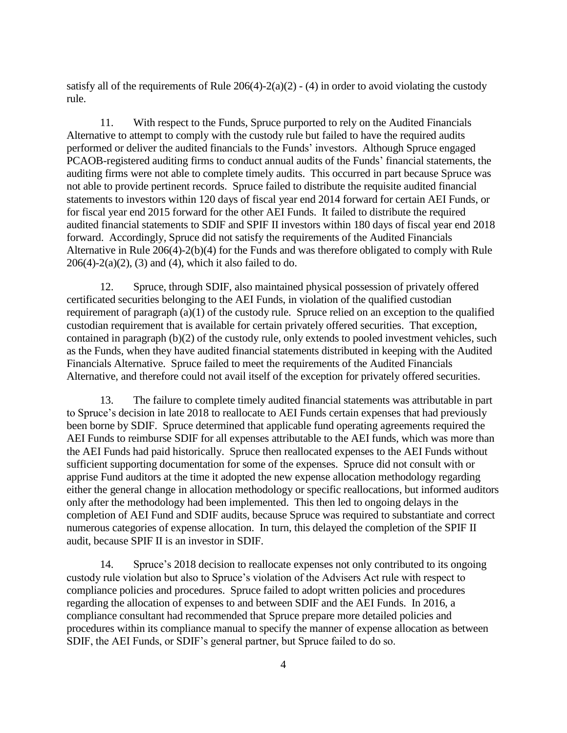satisfy all of the requirements of Rule 206(4)-2(a)(2) - (4) in order to avoid violating the custody rule.

11. With respect to the Funds, Spruce purported to rely on the Audited Financials Alternative to attempt to comply with the custody rule but failed to have the required audits performed or deliver the audited financials to the Funds' investors. Although Spruce engaged PCAOB-registered auditing firms to conduct annual audits of the Funds' financial statements, the auditing firms were not able to complete timely audits. This occurred in part because Spruce was not able to provide pertinent records. Spruce failed to distribute the requisite audited financial statements to investors within 120 days of fiscal year end 2014 forward for certain AEI Funds, or for fiscal year end 2015 forward for the other AEI Funds. It failed to distribute the required audited financial statements to SDIF and SPIF II investors within 180 days of fiscal year end 2018 forward. Accordingly, Spruce did not satisfy the requirements of the Audited Financials Alternative in Rule 206(4)-2(b)(4) for the Funds and was therefore obligated to comply with Rule 206(4)-2(a)(2), (3) and (4), which it also failed to do.

12. Spruce, through SDIF, also maintained physical possession of privately offered certificated securities belonging to the AEI Funds, in violation of the qualified custodian requirement of paragraph (a)(1) of the custody rule. Spruce relied on an exception to the qualified custodian requirement that is available for certain privately offered securities. That exception, contained in paragraph (b)(2) of the custody rule, only extends to pooled investment vehicles, such as the Funds, when they have audited financial statements distributed in keeping with the Audited Financials Alternative. Spruce failed to meet the requirements of the Audited Financials Alternative, and therefore could not avail itself of the exception for privately offered securities.

13. The failure to complete timely audited financial statements was attributable in part to Spruce's decision in late 2018 to reallocate to AEI Funds certain expenses that had previously been borne by SDIF. Spruce determined that applicable fund operating agreements required the AEI Funds to reimburse SDIF for all expenses attributable to the AEI funds, which was more than the AEI Funds had paid historically. Spruce then reallocated expenses to the AEI Funds without sufficient supporting documentation for some of the expenses. Spruce did not consult with or apprise Fund auditors at the time it adopted the new expense allocation methodology regarding either the general change in allocation methodology or specific reallocations, but informed auditors only after the methodology had been implemented. This then led to ongoing delays in the completion of AEI Fund and SDIF audits, because Spruce was required to substantiate and correct numerous categories of expense allocation. In turn, this delayed the completion of the SPIF II audit, because SPIF II is an investor in SDIF.

14. Spruce's 2018 decision to reallocate expenses not only contributed to its ongoing custody rule violation but also to Spruce's violation of the Advisers Act rule with respect to compliance policies and procedures. Spruce failed to adopt written policies and procedures regarding the allocation of expenses to and between SDIF and the AEI Funds. In 2016, a compliance consultant had recommended that Spruce prepare more detailed policies and procedures within its compliance manual to specify the manner of expense allocation as between SDIF, the AEI Funds, or SDIF's general partner, but Spruce failed to do so.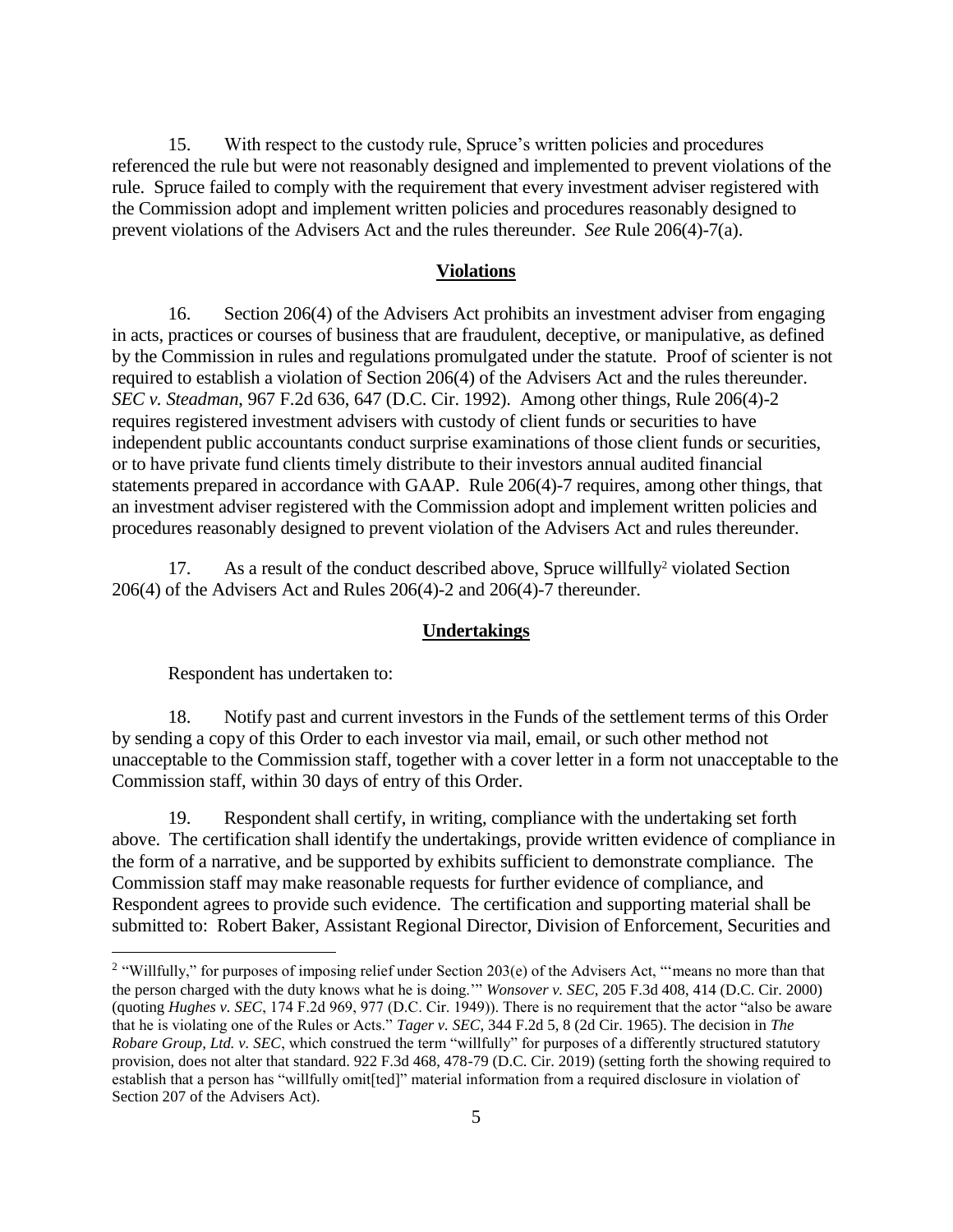15. With respect to the custody rule, Spruce's written policies and procedures referenced the rule but were not reasonably designed and implemented to prevent violations of the rule. Spruce failed to comply with the requirement that every investment adviser registered with the Commission adopt and implement written policies and procedures reasonably designed to prevent violations of the Advisers Act and the rules thereunder. *See* Rule 206(4)-7(a).

## Violations

16. Section 206(4) of the Advisers Act prohibits an investment adviser from engaging in acts, practices or courses of business that are fraudulent, deceptive, or manipulative, as defined by the Commission in rules and regulations promulgated under the statute. Proof of scienter is not required to establish a violation of Section 206(4) of the Advisers Act and the rules thereunder. *SEC v. Steadman*, 967 F.2d 636, 647 (D.C. Cir. 1992). Among other things, Rule 206(4)-2 requires registered investment advisers with custody of client funds or securities to have independent public accountants conduct surprise examinations of those client funds or securities, or to have private fund clients timely distribute to their investors annual audited financial statements prepared in accordance with GAAP. Rule 206(4)-7 requires, among other things, that an investment adviser registered with the Commission adopt and implement written policies and procedures reasonably designed to prevent violation of the Advisers Act and rules thereunder.

17. As a result of the conduct described above, Spruce willfully[2] violated Section 206(4) of the Advisers Act and Rules 206(4)-2 and 206(4)-7 thereunder.

## Undertakings

Respondent has undertaken to:

18. Notify past and current investors in the Funds of the settlement terms of this Order by sending a copy of this Order to each investor via mail, email, or such other method not unacceptable to the Commission staff, together with a cover letter in a form not unacceptable to the Commission staff, within 30 days of entry of this Order.

19. Respondent shall certify, in writing, compliance with the undertaking set forth above. The certification shall identify the undertakings, provide written evidence of compliance in the form of a narrative, and be supported by exhibits sufficient to demonstrate compliance. The Commission staff may make reasonable requests for further evidence of compliance, and Respondent agrees to provide such evidence. The certification and supporting material shall be submitted to: Robert Baker, Assistant Regional Director, Division of Enforcement, Securities and

---

[2] "Willfully," for purposes of imposing relief under Section 203(e) of the Advisers Act, "'means no more than that the person charged with the duty knows what he is doing.'" *Wonsover v. SEC*, 205 F.3d 408, 414 (D.C. Cir. 2000) (quoting *Hughes v. SEC*, 174 F.2d 969, 977 (D.C. Cir. 1949)). There is no requirement that the actor "also be aware that he is violating one of the Rules or Acts." *Tager v. SEC*, 344 F.2d 5, 8 (2d Cir. 1965). The decision in *The Robare Group, Ltd. v. SEC*, which construed the term "willfully" for purposes of a differently structured statutory provision, does not alter that standard. 922 F.3d 468, 478-79 (D.C. Cir. 2019) (setting forth the showing required to establish that a person has "willfully omit[ted]" material information from a required disclosure in violation of Section 207 of the Advisers Act).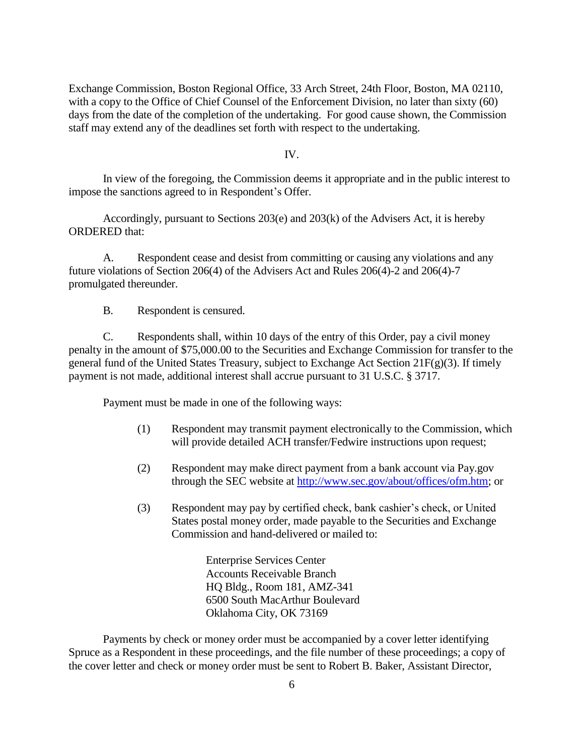Exchange Commission, Boston Regional Office, 33 Arch Street, 24th Floor, Boston, MA 02110, with a copy to the Office of Chief Counsel of the Enforcement Division, no later than sixty (60) days from the date of the completion of the undertaking. For good cause shown, the Commission staff may extend any of the deadlines set forth with respect to the undertaking.

IV.

In view of the foregoing, the Commission deems it appropriate and in the public interest to impose the sanctions agreed to in Respondent's Offer.

Accordingly, pursuant to Sections 203(e) and 203(k) of the Advisers Act, it is hereby ORDERED that:

A. Respondent cease and desist from committing or causing any violations and any future violations of Section 206(4) of the Advisers Act and Rules 206(4)-2 and 206(4)-7 promulgated thereunder.

B. Respondent is censured.

C. Respondents shall, within 10 days of the entry of this Order, pay a civil money penalty in the amount of $75,000.00 to the Securities and Exchange Commission for transfer to the general fund of the United States Treasury, subject to Exchange Act Section 21F(g)(3). If timely payment is not made, additional interest shall accrue pursuant to 31 U.S.C. § 3717.

Payment must be made in one of the following ways:

(1) Respondent may transmit payment electronically to the Commission, which will provide detailed ACH transfer/Fedwire instructions upon request;

(2) Respondent may make direct payment from a bank account via Pay.gov through the SEC website at http://www.sec.gov/about/offices/ofm.htm; or

(3) Respondent may pay by certified check, bank cashier's check, or United States postal money order, made payable to the Securities and Exchange Commission and hand-delivered or mailed to:

Enterprise Services Center
Accounts Receivable Branch
HQ Bldg., Room 181, AMZ-341
6500 South MacArthur Boulevard
Oklahoma City, OK 73169

Payments by check or money order must be accompanied by a cover letter identifying Spruce as a Respondent in these proceedings, and the file number of these proceedings; a copy of the cover letter and check or money order must be sent to Robert B. Baker, Assistant Director,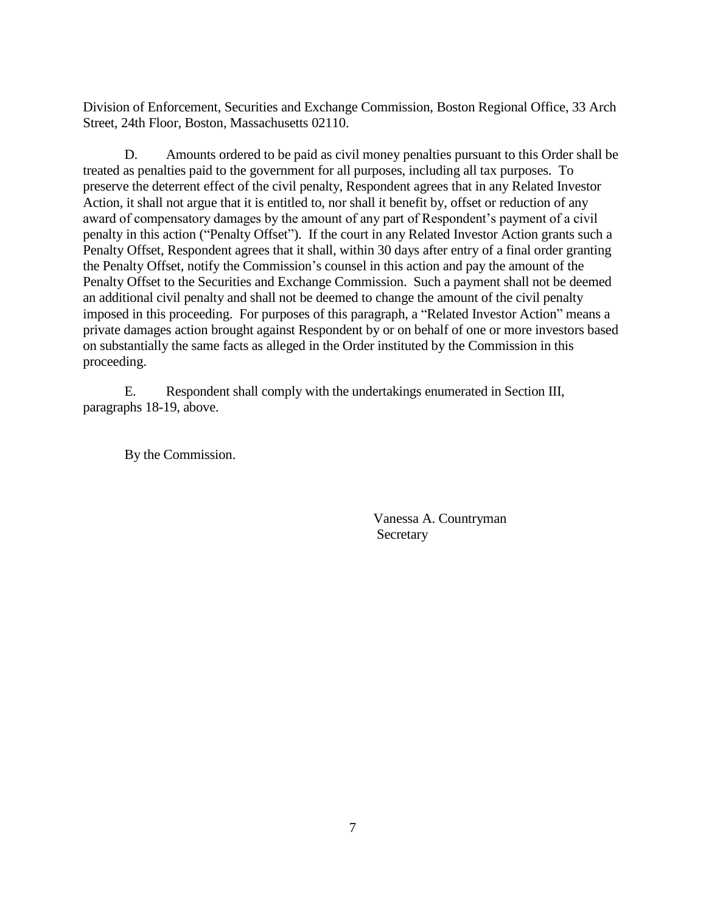Division of Enforcement, Securities and Exchange Commission, Boston Regional Office, 33 Arch Street, 24th Floor, Boston, Massachusetts 02110.

D. Amounts ordered to be paid as civil money penalties pursuant to this Order shall be treated as penalties paid to the government for all purposes, including all tax purposes. To preserve the deterrent effect of the civil penalty, Respondent agrees that in any Related Investor Action, it shall not argue that it is entitled to, nor shall it benefit by, offset or reduction of any award of compensatory damages by the amount of any part of Respondent's payment of a civil penalty in this action ("Penalty Offset"). If the court in any Related Investor Action grants such a Penalty Offset, Respondent agrees that it shall, within 30 days after entry of a final order granting the Penalty Offset, notify the Commission's counsel in this action and pay the amount of the Penalty Offset to the Securities and Exchange Commission. Such a payment shall not be deemed an additional civil penalty and shall not be deemed to change the amount of the civil penalty imposed in this proceeding. For purposes of this paragraph, a "Related Investor Action" means a private damages action brought against Respondent by or on behalf of one or more investors based on substantially the same facts as alleged in the Order instituted by the Commission in this proceeding.

E. Respondent shall comply with the undertakings enumerated in Section III, paragraphs 18-19, above.

By the Commission.

Vanessa A. Countryman
Secretary